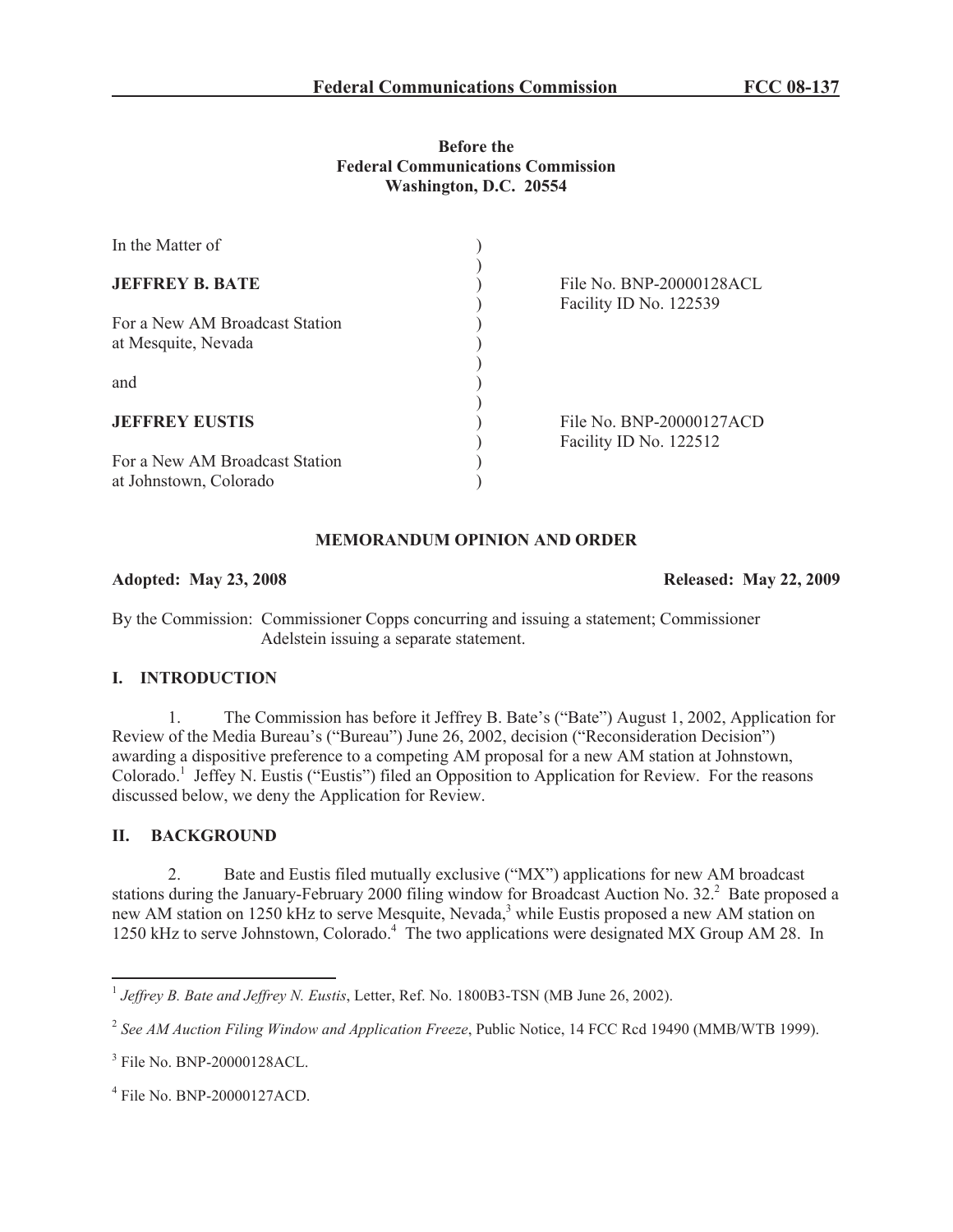**Before the**
**Federal Communications Commission**
**Washington, D.C. 20554**

| In the Matter of | ) | |
|---|---|---|
| | ) | |
| **JEFFREY B. BATE** | ) | File No. BNP-20000128ACL |
| | ) | Facility ID No. 122539 |
| For a New AM Broadcast Station | ) | |
| at Mesquite, Nevada | ) | |
| | ) | |
| and | ) | |
| | ) | |
| **JEFFREY EUSTIS** | ) | File No. BNP-20000127ACD |
| | ) | Facility ID No. 122512 |
| For a New AM Broadcast Station | ) | |
| at Johnstown, Colorado | ) | |

**MEMORANDUM OPINION AND ORDER**

**Adopted: May 23, 2008** **Released: May 22, 2009**

By the Commission: Commissioner Copps concurring and issuing a statement; Commissioner Adelstein issuing a separate statement.

## I. INTRODUCTION

1. The Commission has before it Jeffrey B. Bate's ("Bate") August 1, 2002, Application for Review of the Media Bureau's ("Bureau") June 26, 2002, decision ("Reconsideration Decision") awarding a dispositive preference to a competing AM proposal for a new AM station at Johnstown, Colorado.[1] Jeffey N. Eustis ("Eustis") filed an Opposition to Application for Review. For the reasons discussed below, we deny the Application for Review.

## II. BACKGROUND

2. Bate and Eustis filed mutually exclusive ("MX") applications for new AM broadcast stations during the January-February 2000 filing window for Broadcast Auction No. 32.[2] Bate proposed a new AM station on 1250 kHz to serve Mesquite, Nevada,[3] while Eustis proposed a new AM station on 1250 kHz to serve Johnstown, Colorado.[4] The two applications were designated MX Group AM 28. In

[1] *Jeffrey B. Bate and Jeffrey N. Eustis*, Letter, Ref. No. 1800B3-TSN (MB June 26, 2002).

[2] *See AM Auction Filing Window and Application Freeze*, Public Notice, 14 FCC Rcd 19490 (MMB/WTB 1999).

[3] File No. BNP-20000128ACL.

[4] File No. BNP-20000127ACD.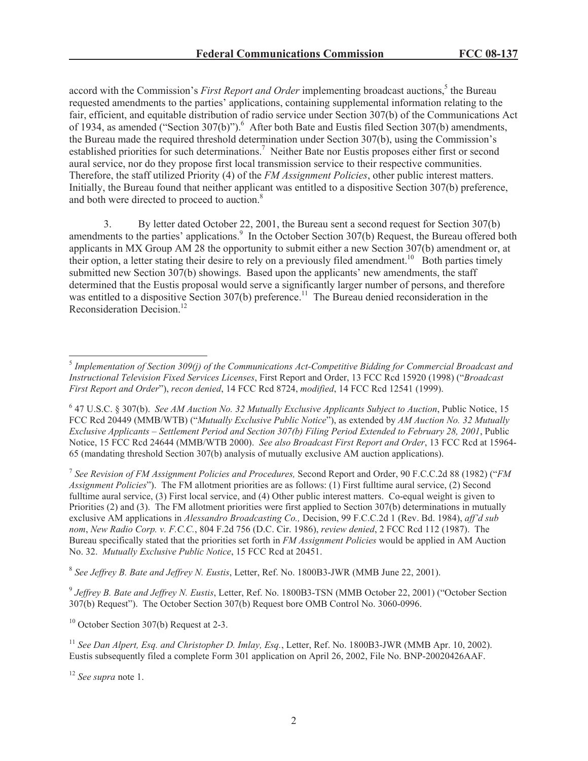accord with the Commission's *First Report and Order* implementing broadcast auctions,[5] the Bureau requested amendments to the parties' applications, containing supplemental information relating to the fair, efficient, and equitable distribution of radio service under Section 307(b) of the Communications Act of 1934, as amended ("Section 307(b)").[6] After both Bate and Eustis filed Section 307(b) amendments, the Bureau made the required threshold determination under Section 307(b), using the Commission's established priorities for such determinations.[7] Neither Bate nor Eustis proposes either first or second aural service, nor do they propose first local transmission service to their respective communities. Therefore, the staff utilized Priority (4) of the *FM Assignment Policies*, other public interest matters. Initially, the Bureau found that neither applicant was entitled to a dispositive Section 307(b) preference, and both were directed to proceed to auction.[8]

3. By letter dated October 22, 2001, the Bureau sent a second request for Section 307(b) amendments to the parties' applications.[9] In the October Section 307(b) Request, the Bureau offered both applicants in MX Group AM 28 the opportunity to submit either a new Section 307(b) amendment or, at their option, a letter stating their desire to rely on a previously filed amendment.[10] Both parties timely submitted new Section 307(b) showings. Based upon the applicants' new amendments, the staff determined that the Eustis proposal would serve a significantly larger number of persons, and therefore was entitled to a dispositive Section 307(b) preference.[11] The Bureau denied reconsideration in the Reconsideration Decision.[12]

---

[5] *Implementation of Section 309(j) of the Communications Act-Competitive Bidding for Commercial Broadcast and Instructional Television Fixed Services Licenses*, First Report and Order, 13 FCC Rcd 15920 (1998) ("*Broadcast First Report and Order*"), *recon denied*, 14 FCC Rcd 8724, *modified*, 14 FCC Rcd 12541 (1999).

[6] 47 U.S.C. § 307(b). *See AM Auction No. 32 Mutually Exclusive Applicants Subject to Auction*, Public Notice, 15 FCC Rcd 20449 (MMB/WTB) ("*Mutually Exclusive Public Notice*"), as extended by *AM Auction No. 32 Mutually Exclusive Applicants – Settlement Period and Section 307(b) Filing Period Extended to February 28, 2001*, Public Notice, 15 FCC Rcd 24644 (MMB/WTB 2000). *See also Broadcast First Report and Order*, 13 FCC Rcd at 15964-65 (mandating threshold Section 307(b) analysis of mutually exclusive AM auction applications).

[7] *See Revision of FM Assignment Policies and Procedures,* Second Report and Order, 90 F.C.C.2d 88 (1982) ("*FM Assignment Policies*"). The FM allotment priorities are as follows: (1) First fulltime aural service, (2) Second fulltime aural service, (3) First local service, and (4) Other public interest matters. Co-equal weight is given to Priorities (2) and (3). The FM allotment priorities were first applied to Section 307(b) determinations in mutually exclusive AM applications in *Alessandro Broadcasting Co.,* Decision, 99 F.C.C.2d 1 (Rev. Bd. 1984), *aff'd sub nom*, *New Radio Corp. v. F.C.C.*, 804 F.2d 756 (D.C. Cir. 1986), *review denied*, 2 FCC Rcd 112 (1987). The Bureau specifically stated that the priorities set forth in *FM Assignment Policies* would be applied in AM Auction No. 32. *Mutually Exclusive Public Notice*, 15 FCC Rcd at 20451.

[8] *See Jeffrey B. Bate and Jeffrey N. Eustis*, Letter, Ref. No. 1800B3-JWR (MMB June 22, 2001).

[9] *Jeffrey B. Bate and Jeffrey N. Eustis*, Letter, Ref. No. 1800B3-TSN (MMB October 22, 2001) ("October Section 307(b) Request"). The October Section 307(b) Request bore OMB Control No. 3060-0996.

[10] October Section 307(b) Request at 2-3.

[11] *See Dan Alpert, Esq. and Christopher D. Imlay, Esq.*, Letter, Ref. No. 1800B3-JWR (MMB Apr. 10, 2002). Eustis subsequently filed a complete Form 301 application on April 26, 2002, File No. BNP-20020426AAF.

[12] *See supra* note 1.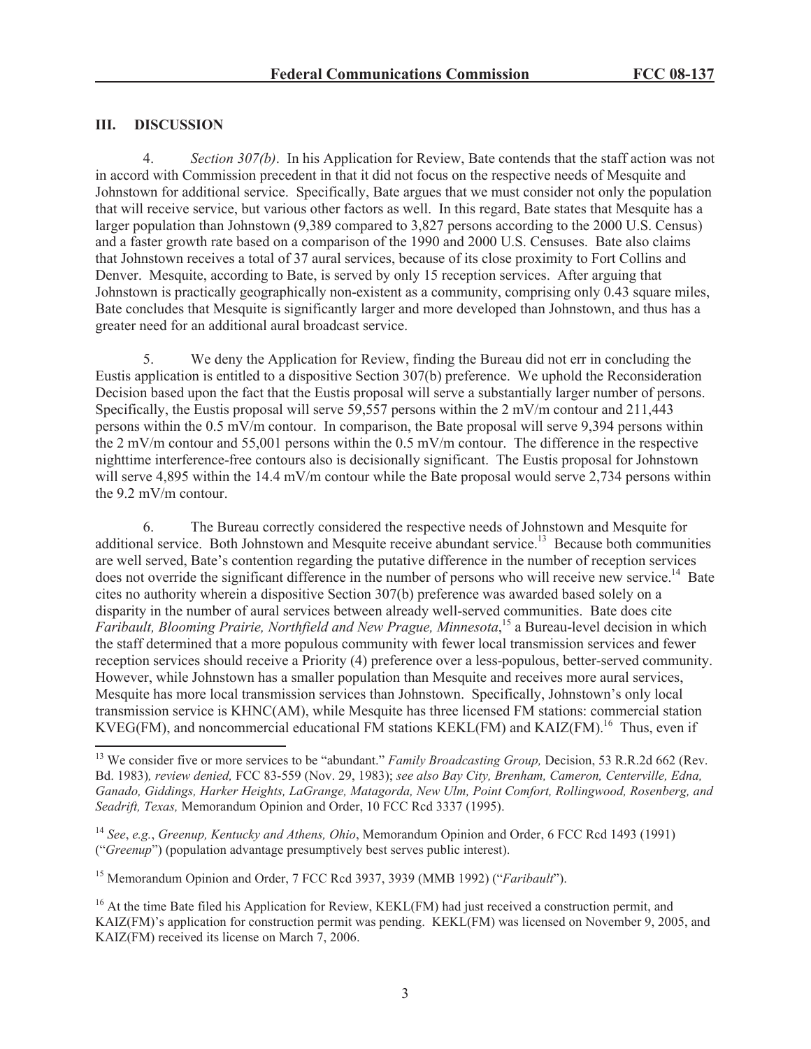## III. DISCUSSION

4. *Section 307(b)*. In his Application for Review, Bate contends that the staff action was not in accord with Commission precedent in that it did not focus on the respective needs of Mesquite and Johnstown for additional service. Specifically, Bate argues that we must consider not only the population that will receive service, but various other factors as well. In this regard, Bate states that Mesquite has a larger population than Johnstown (9,389 compared to 3,827 persons according to the 2000 U.S. Census) and a faster growth rate based on a comparison of the 1990 and 2000 U.S. Censuses. Bate also claims that Johnstown receives a total of 37 aural services, because of its close proximity to Fort Collins and Denver. Mesquite, according to Bate, is served by only 15 reception services. After arguing that Johnstown is practically geographically non-existent as a community, comprising only 0.43 square miles, Bate concludes that Mesquite is significantly larger and more developed than Johnstown, and thus has a greater need for an additional aural broadcast service.

5. We deny the Application for Review, finding the Bureau did not err in concluding the Eustis application is entitled to a dispositive Section 307(b) preference. We uphold the Reconsideration Decision based upon the fact that the Eustis proposal will serve a substantially larger number of persons. Specifically, the Eustis proposal will serve 59,557 persons within the 2 mV/m contour and 211,443 persons within the 0.5 mV/m contour. In comparison, the Bate proposal will serve 9,394 persons within the 2 mV/m contour and 55,001 persons within the 0.5 mV/m contour. The difference in the respective nighttime interference-free contours also is decisionally significant. The Eustis proposal for Johnstown will serve 4,895 within the 14.4 mV/m contour while the Bate proposal would serve 2,734 persons within the 9.2 mV/m contour.

6. The Bureau correctly considered the respective needs of Johnstown and Mesquite for additional service. Both Johnstown and Mesquite receive abundant service.[13] Because both communities are well served, Bate's contention regarding the putative difference in the number of reception services does not override the significant difference in the number of persons who will receive new service.[14] Bate cites no authority wherein a dispositive Section 307(b) preference was awarded based solely on a disparity in the number of aural services between already well-served communities. Bate does cite *Faribault, Blooming Prairie, Northfield and New Prague, Minnesota*,[15] a Bureau-level decision in which the staff determined that a more populous community with fewer local transmission services and fewer reception services should receive a Priority (4) preference over a less-populous, better-served community. However, while Johnstown has a smaller population than Mesquite and receives more aural services, Mesquite has more local transmission services than Johnstown. Specifically, Johnstown's only local transmission service is KHNC(AM), while Mesquite has three licensed FM stations: commercial station KVEG(FM), and noncommercial educational FM stations KEKL(FM) and KAIZ(FM).[16] Thus, even if

---

[13] We consider five or more services to be "abundant." *Family Broadcasting Group,* Decision, 53 R.R.2d 662 (Rev. Bd. 1983), *review denied,* FCC 83-559 (Nov. 29, 1983); *see also Bay City, Brenham, Cameron, Centerville, Edna, Ganado, Giddings, Harker Heights, LaGrange, Matagorda, New Ulm, Point Comfort, Rollingwood, Rosenberg, and Seadrift, Texas,* Memorandum Opinion and Order, 10 FCC Rcd 3337 (1995).

[14] *See*, *e.g.*, *Greenup, Kentucky and Athens, Ohio*, Memorandum Opinion and Order, 6 FCC Rcd 1493 (1991) ("*Greenup*") (population advantage presumptively best serves public interest).

[15] Memorandum Opinion and Order, 7 FCC Rcd 3937, 3939 (MMB 1992) ("*Faribault*").

[16] At the time Bate filed his Application for Review, KEKL(FM) had just received a construction permit, and KAIZ(FM)'s application for construction permit was pending. KEKL(FM) was licensed on November 9, 2005, and KAIZ(FM) received its license on March 7, 2006.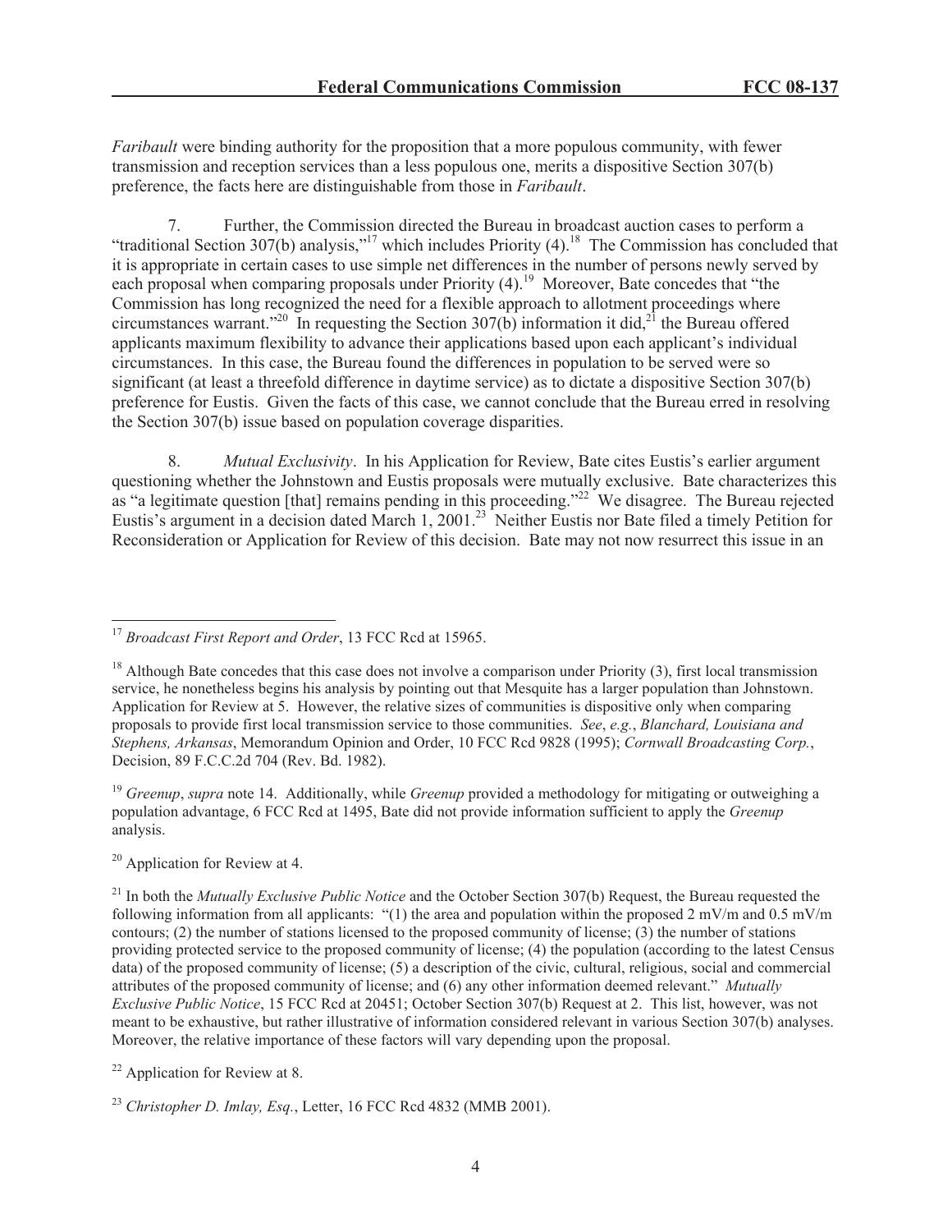*Faribault* were binding authority for the proposition that a more populous community, with fewer transmission and reception services than a less populous one, merits a dispositive Section 307(b) preference, the facts here are distinguishable from those in *Faribault*.

7. Further, the Commission directed the Bureau in broadcast auction cases to perform a "traditional Section 307(b) analysis,"[17] which includes Priority (4).[18] The Commission has concluded that it is appropriate in certain cases to use simple net differences in the number of persons newly served by each proposal when comparing proposals under Priority (4).[19] Moreover, Bate concedes that "the Commission has long recognized the need for a flexible approach to allotment proceedings where circumstances warrant."[20] In requesting the Section 307(b) information it did,[21] the Bureau offered applicants maximum flexibility to advance their applications based upon each applicant's individual circumstances. In this case, the Bureau found the differences in population to be served were so significant (at least a threefold difference in daytime service) as to dictate a dispositive Section 307(b) preference for Eustis. Given the facts of this case, we cannot conclude that the Bureau erred in resolving the Section 307(b) issue based on population coverage disparities.

8. *Mutual Exclusivity*. In his Application for Review, Bate cites Eustis's earlier argument questioning whether the Johnstown and Eustis proposals were mutually exclusive. Bate characterizes this as "a legitimate question [that] remains pending in this proceeding."[22] We disagree. The Bureau rejected Eustis's argument in a decision dated March 1, 2001.[23] Neither Eustis nor Bate filed a timely Petition for Reconsideration or Application for Review of this decision. Bate may not now resurrect this issue in an

---

[17] *Broadcast First Report and Order*, 13 FCC Rcd at 15965.

[18] Although Bate concedes that this case does not involve a comparison under Priority (3), first local transmission service, he nonetheless begins his analysis by pointing out that Mesquite has a larger population than Johnstown. Application for Review at 5. However, the relative sizes of communities is dispositive only when comparing proposals to provide first local transmission service to those communities. *See*, *e.g.*, *Blanchard, Louisiana and Stephens, Arkansas*, Memorandum Opinion and Order, 10 FCC Rcd 9828 (1995); *Cornwall Broadcasting Corp.*, Decision, 89 F.C.C.2d 704 (Rev. Bd. 1982).

[19] *Greenup*, *supra* note 14. Additionally, while *Greenup* provided a methodology for mitigating or outweighing a population advantage, 6 FCC Rcd at 1495, Bate did not provide information sufficient to apply the *Greenup* analysis.

[20] Application for Review at 4.

[21] In both the *Mutually Exclusive Public Notice* and the October Section 307(b) Request, the Bureau requested the following information from all applicants: "(1) the area and population within the proposed 2 mV/m and 0.5 mV/m contours; (2) the number of stations licensed to the proposed community of license; (3) the number of stations providing protected service to the proposed community of license; (4) the population (according to the latest Census data) of the proposed community of license; (5) a description of the civic, cultural, religious, social and commercial attributes of the proposed community of license; and (6) any other information deemed relevant." *Mutually Exclusive Public Notice*, 15 FCC Rcd at 20451; October Section 307(b) Request at 2. This list, however, was not meant to be exhaustive, but rather illustrative of information considered relevant in various Section 307(b) analyses. Moreover, the relative importance of these factors will vary depending upon the proposal.

[22] Application for Review at 8.

[23] *Christopher D. Imlay, Esq.*, Letter, 16 FCC Rcd 4832 (MMB 2001).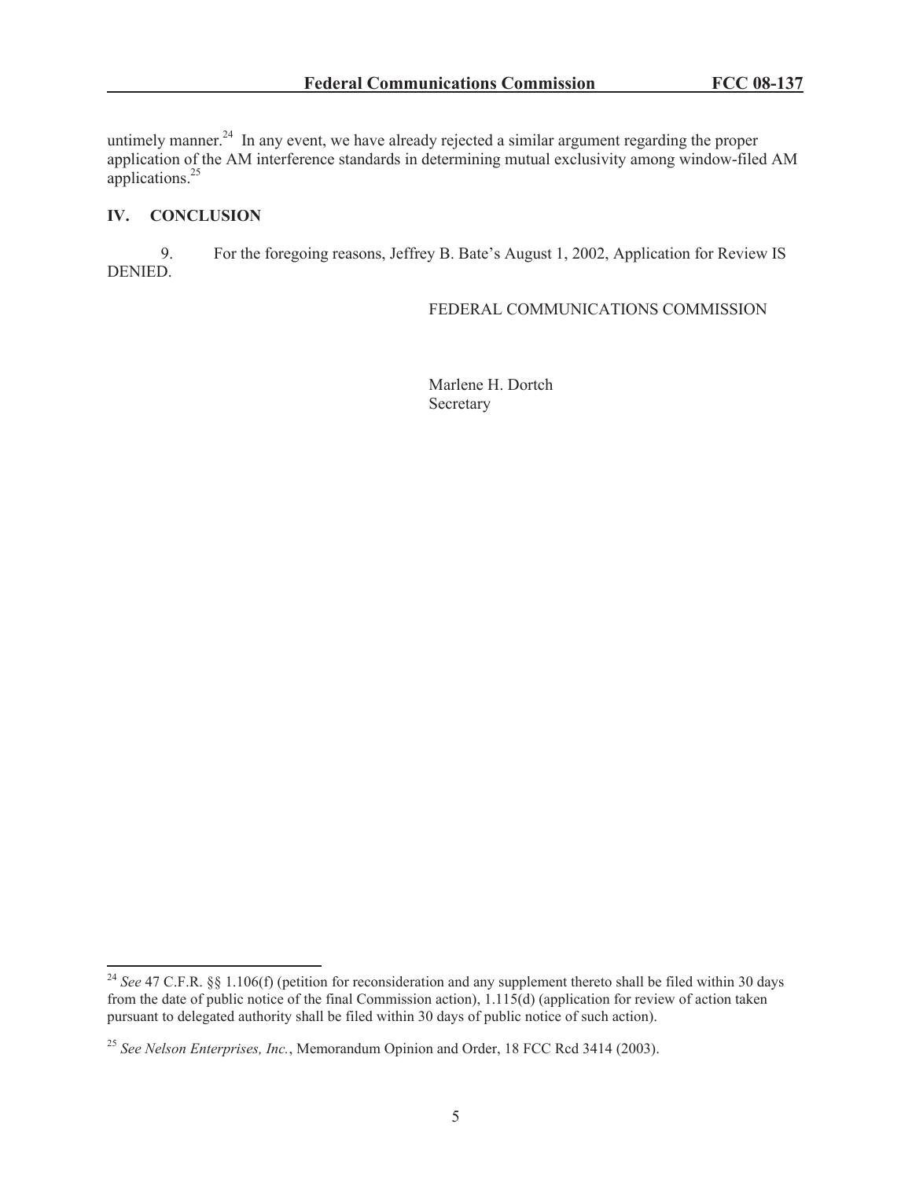untimely manner.[24] In any event, we have already rejected a similar argument regarding the proper application of the AM interference standards in determining mutual exclusivity among window-filed AM applications.[25]

## IV. CONCLUSION

9. For the foregoing reasons, Jeffrey B. Bate's August 1, 2002, Application for Review IS DENIED.

FEDERAL COMMUNICATIONS COMMISSION

Marlene H. Dortch
Secretary

---

[24] *See* 47 C.F.R. §§ 1.106(f) (petition for reconsideration and any supplement thereto shall be filed within 30 days from the date of public notice of the final Commission action), 1.115(d) (application for review of action taken pursuant to delegated authority shall be filed within 30 days of public notice of such action).

[25] *See Nelson Enterprises, Inc.*, Memorandum Opinion and Order, 18 FCC Rcd 3414 (2003).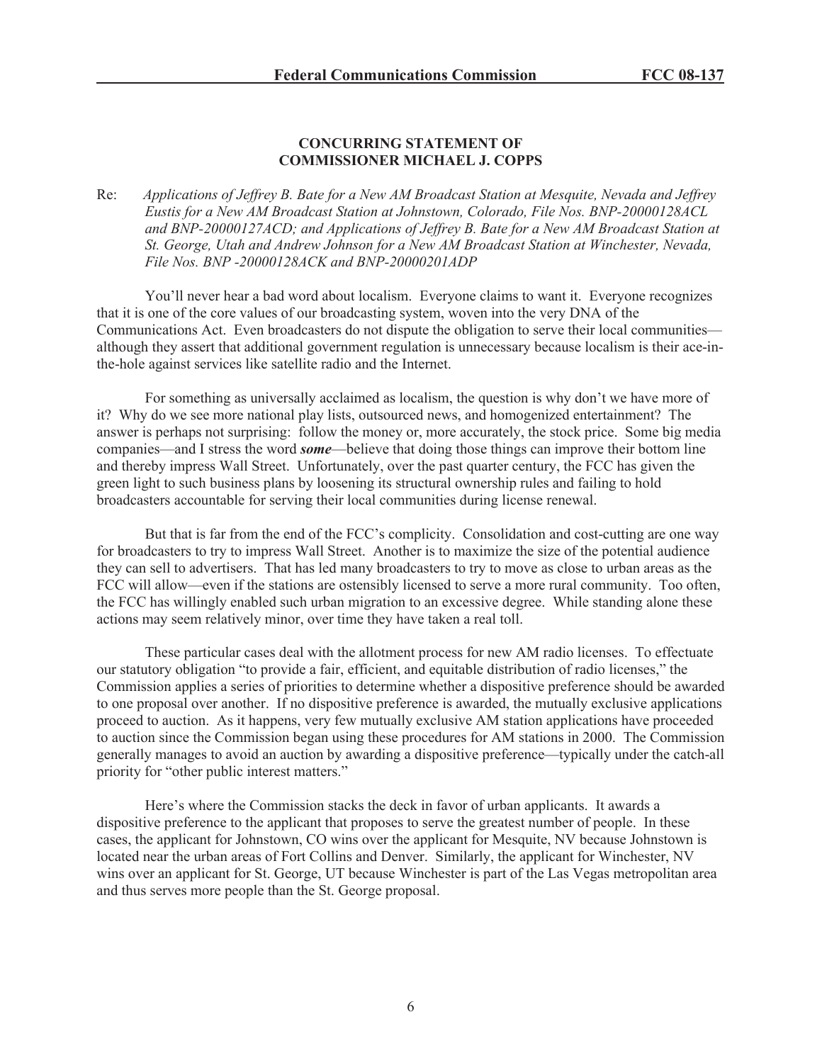## CONCURRING STATEMENT OF COMMISSIONER MICHAEL J. COPPS

Re: *Applications of Jeffrey B. Bate for a New AM Broadcast Station at Mesquite, Nevada and Jeffrey Eustis for a New AM Broadcast Station at Johnstown, Colorado, File Nos. BNP-20000128ACL and BNP-20000127ACD; and Applications of Jeffrey B. Bate for a New AM Broadcast Station at St. George, Utah and Andrew Johnson for a New AM Broadcast Station at Winchester, Nevada, File Nos. BNP -20000128ACK and BNP-20000201ADP*

You'll never hear a bad word about localism. Everyone claims to want it. Everyone recognizes that it is one of the core values of our broadcasting system, woven into the very DNA of the Communications Act. Even broadcasters do not dispute the obligation to serve their local communities—although they assert that additional government regulation is unnecessary because localism is their ace-in-the-hole against services like satellite radio and the Internet.

For something as universally acclaimed as localism, the question is why don't we have more of it? Why do we see more national play lists, outsourced news, and homogenized entertainment? The answer is perhaps not surprising: follow the money or, more accurately, the stock price. Some big media companies—and I stress the word ***some***—believe that doing those things can improve their bottom line and thereby impress Wall Street. Unfortunately, over the past quarter century, the FCC has given the green light to such business plans by loosening its structural ownership rules and failing to hold broadcasters accountable for serving their local communities during license renewal.

But that is far from the end of the FCC's complicity. Consolidation and cost-cutting are one way for broadcasters to try to impress Wall Street. Another is to maximize the size of the potential audience they can sell to advertisers. That has led many broadcasters to try to move as close to urban areas as the FCC will allow—even if the stations are ostensibly licensed to serve a more rural community. Too often, the FCC has willingly enabled such urban migration to an excessive degree. While standing alone these actions may seem relatively minor, over time they have taken a real toll.

These particular cases deal with the allotment process for new AM radio licenses. To effectuate our statutory obligation "to provide a fair, efficient, and equitable distribution of radio licenses," the Commission applies a series of priorities to determine whether a dispositive preference should be awarded to one proposal over another. If no dispositive preference is awarded, the mutually exclusive applications proceed to auction. As it happens, very few mutually exclusive AM station applications have proceeded to auction since the Commission began using these procedures for AM stations in 2000. The Commission generally manages to avoid an auction by awarding a dispositive preference—typically under the catch-all priority for "other public interest matters."

Here's where the Commission stacks the deck in favor of urban applicants. It awards a dispositive preference to the applicant that proposes to serve the greatest number of people. In these cases, the applicant for Johnstown, CO wins over the applicant for Mesquite, NV because Johnstown is located near the urban areas of Fort Collins and Denver. Similarly, the applicant for Winchester, NV wins over an applicant for St. George, UT because Winchester is part of the Las Vegas metropolitan area and thus serves more people than the St. George proposal.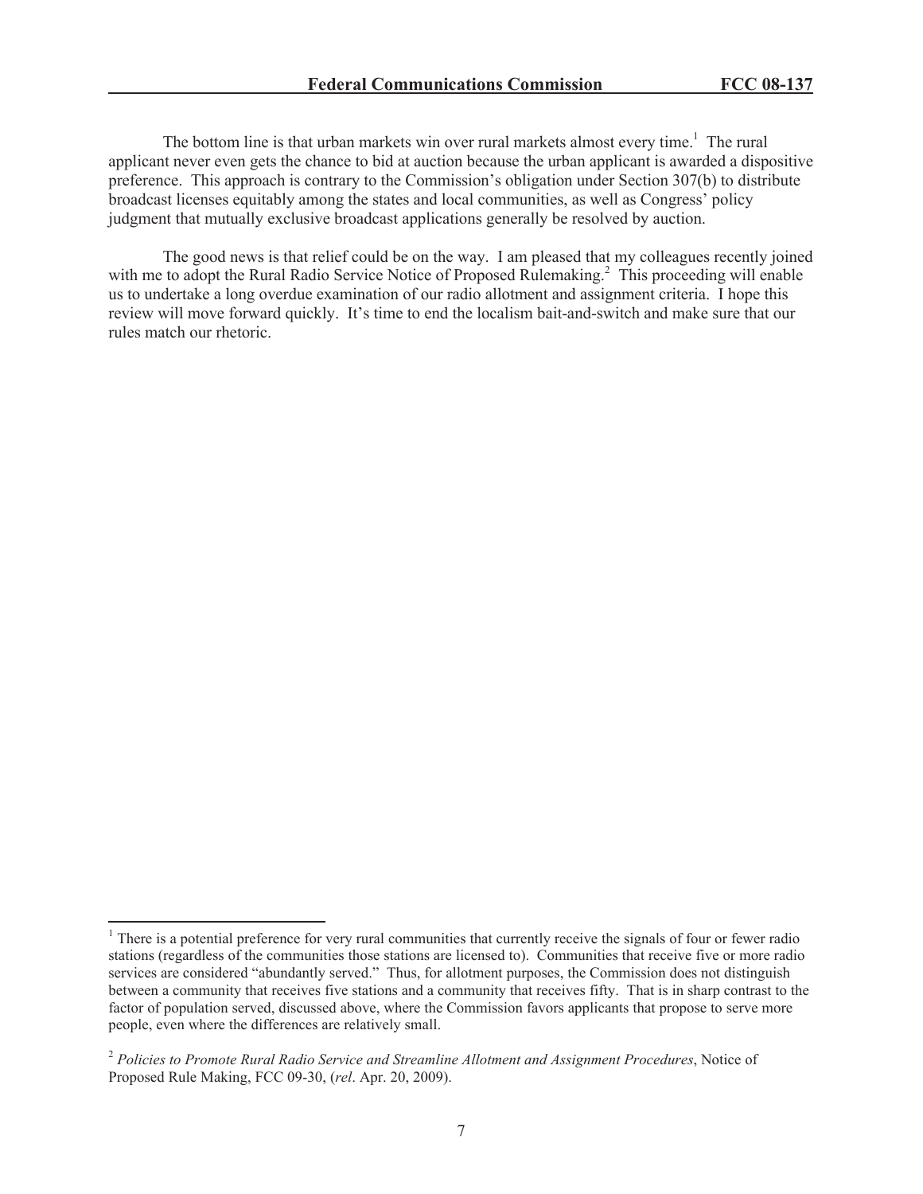The bottom line is that urban markets win over rural markets almost every time.[1] The rural applicant never even gets the chance to bid at auction because the urban applicant is awarded a dispositive preference. This approach is contrary to the Commission's obligation under Section 307(b) to distribute broadcast licenses equitably among the states and local communities, as well as Congress' policy judgment that mutually exclusive broadcast applications generally be resolved by auction.

The good news is that relief could be on the way. I am pleased that my colleagues recently joined with me to adopt the Rural Radio Service Notice of Proposed Rulemaking.[2] This proceeding will enable us to undertake a long overdue examination of our radio allotment and assignment criteria. I hope this review will move forward quickly. It's time to end the localism bait-and-switch and make sure that our rules match our rhetoric.

---

[1] There is a potential preference for very rural communities that currently receive the signals of four or fewer radio stations (regardless of the communities those stations are licensed to). Communities that receive five or more radio services are considered "abundantly served." Thus, for allotment purposes, the Commission does not distinguish between a community that receives five stations and a community that receives fifty. That is in sharp contrast to the factor of population served, discussed above, where the Commission favors applicants that propose to serve more people, even where the differences are relatively small.

[2] *Policies to Promote Rural Radio Service and Streamline Allotment and Assignment Procedures*, Notice of Proposed Rule Making, FCC 09-30, (*rel*. Apr. 20, 2009).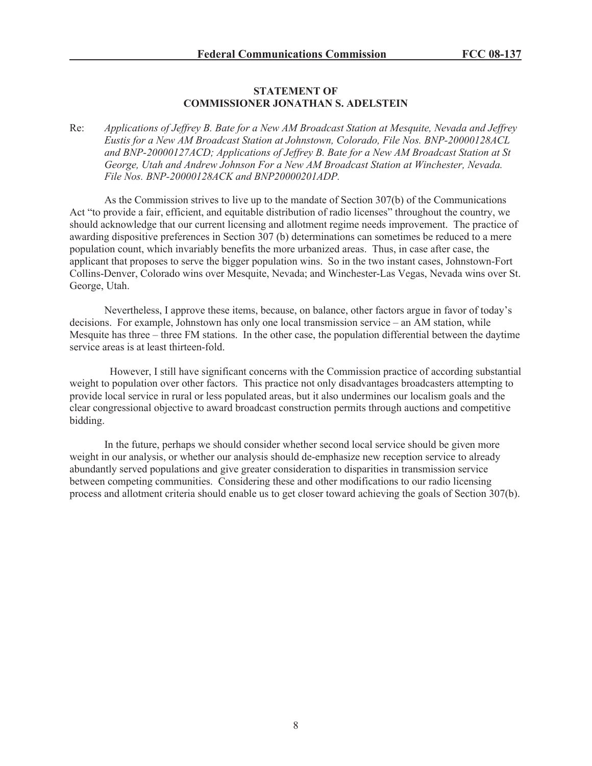**STATEMENT OF**
**COMMISSIONER JONATHAN S. ADELSTEIN**

Re: *Applications of Jeffrey B. Bate for a New AM Broadcast Station at Mesquite, Nevada and Jeffrey Eustis for a New AM Broadcast Station at Johnstown, Colorado, File Nos. BNP-20000128ACL and BNP-20000127ACD; Applications of Jeffrey B. Bate for a New AM Broadcast Station at St George, Utah and Andrew Johnson For a New AM Broadcast Station at Winchester, Nevada. File Nos. BNP-20000128ACK and BNP20000201ADP.*

As the Commission strives to live up to the mandate of Section 307(b) of the Communications Act "to provide a fair, efficient, and equitable distribution of radio licenses" throughout the country, we should acknowledge that our current licensing and allotment regime needs improvement. The practice of awarding dispositive preferences in Section 307 (b) determinations can sometimes be reduced to a mere population count, which invariably benefits the more urbanized areas. Thus, in case after case, the applicant that proposes to serve the bigger population wins. So in the two instant cases, Johnstown-Fort Collins-Denver, Colorado wins over Mesquite, Nevada; and Winchester-Las Vegas, Nevada wins over St. George, Utah.

Nevertheless, I approve these items, because, on balance, other factors argue in favor of today's decisions. For example, Johnstown has only one local transmission service – an AM station, while Mesquite has three – three FM stations. In the other case, the population differential between the daytime service areas is at least thirteen-fold.

However, I still have significant concerns with the Commission practice of according substantial weight to population over other factors. This practice not only disadvantages broadcasters attempting to provide local service in rural or less populated areas, but it also undermines our localism goals and the clear congressional objective to award broadcast construction permits through auctions and competitive bidding.

In the future, perhaps we should consider whether second local service should be given more weight in our analysis, or whether our analysis should de-emphasize new reception service to already abundantly served populations and give greater consideration to disparities in transmission service between competing communities. Considering these and other modifications to our radio licensing process and allotment criteria should enable us to get closer toward achieving the goals of Section 307(b).